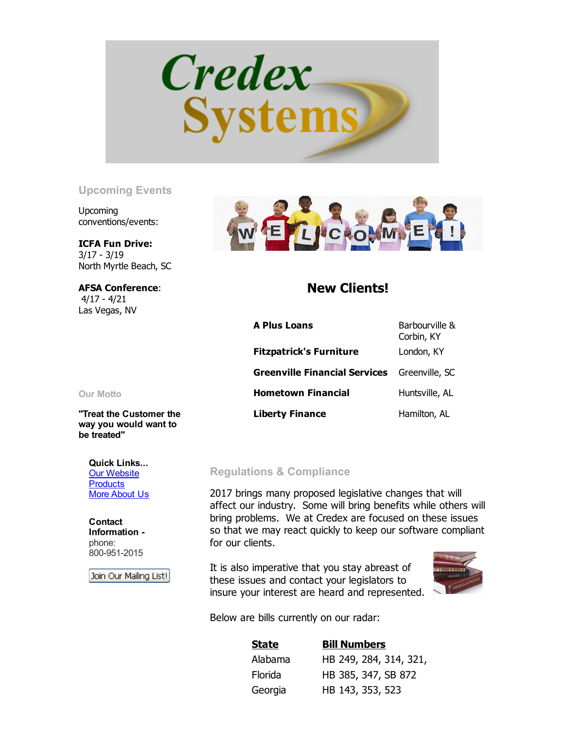# Credex Systems

## Upcoming Events

Upcoming conventions/events:

**ICFA Fun Drive:**
3/17 - 3/19
North Myrtle Beach, SC

**AFSA Conference**:
4/17 - 4/21
Las Vegas, NV

### Our Motto

**"Treat the Customer the way you would want to be treated"**

**Quick Links...**
[Our Website]
[Products]
[More About Us]

**Contact Information -**
phone:
800-951-2015

Join Our Mailing List!

## New Clients!

| | |
|---|---|
| **A Plus Loans** | Barbourville & Corbin, KY |
| **Fitzpatrick's Furniture** | London, KY |
| **Greenville Financial Services** | Greenville, SC |
| **Hometown Financial** | Huntsville, AL |
| **Liberty Finance** | Hamilton, AL |

## Regulations & Compliance

2017 brings many proposed legislative changes that will affect our industry. Some will bring benefits while others will bring problems. We at Credex are focused on these issues so that we may react quickly to keep our software compliant for our clients.

It is also imperative that you stay abreast of these issues and contact your legislators to insure your interest are heard and represented.

Below are bills currently on our radar:

| State | Bill Numbers |
|---|---|
| Alabama | HB 249, 284, 314, 321, |
| Florida | HB 385, 347, SB 872 |
| Georgia | HB 143, 353, 523 |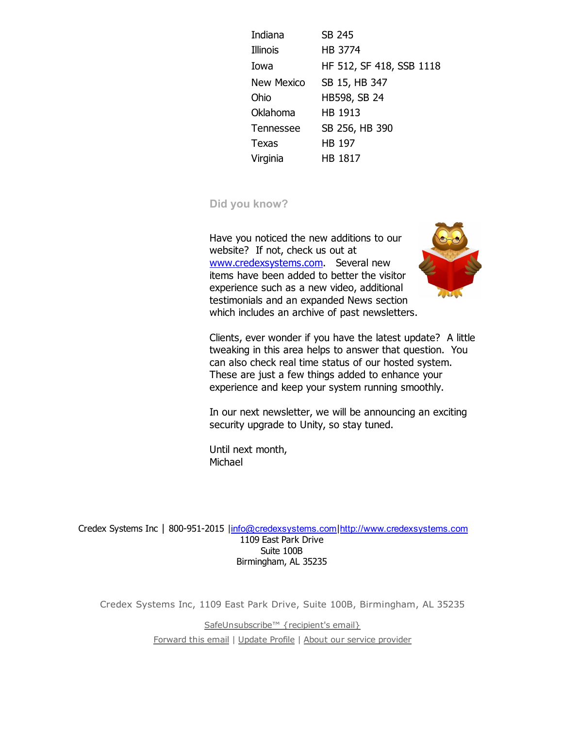| | |
|---|---|
| Indiana | SB 245 |
| Illinois | HB 3774 |
| Iowa | HF 512, SF 418, SSB 1118 |
| New Mexico | SB 15, HB 347 |
| Ohio | HB598, SB 24 |
| Oklahoma | HB 1913 |
| Tennessee | SB 256, HB 390 |
| Texas | HB 197 |
| Virginia | HB 1817 |

**Did you know?**

Have you noticed the new additions to our website? If not, check us out at www.credexsystems.com. Several new items have been added to better the visitor experience such as a new video, additional testimonials and an expanded News section which includes an archive of past newsletters.

Clients, ever wonder if you have the latest update? A little tweaking in this area helps to answer that question. You can also check real time status of our hosted system. These are just a few things added to enhance your experience and keep your system running smoothly.

In our next newsletter, we will be announcing an exciting security upgrade to Unity, so stay tuned.

Until next month,
Michael

Credex Systems Inc | 800-951-2015 | info@credexsystems.com | http://www.credexsystems.com
1109 East Park Drive
Suite 100B
Birmingham, AL 35235

Credex Systems Inc, 1109 East Park Drive, Suite 100B, Birmingham, AL 35235

SafeUnsubscribe™ {recipient's email}

Forward this email | Update Profile | About our service provider